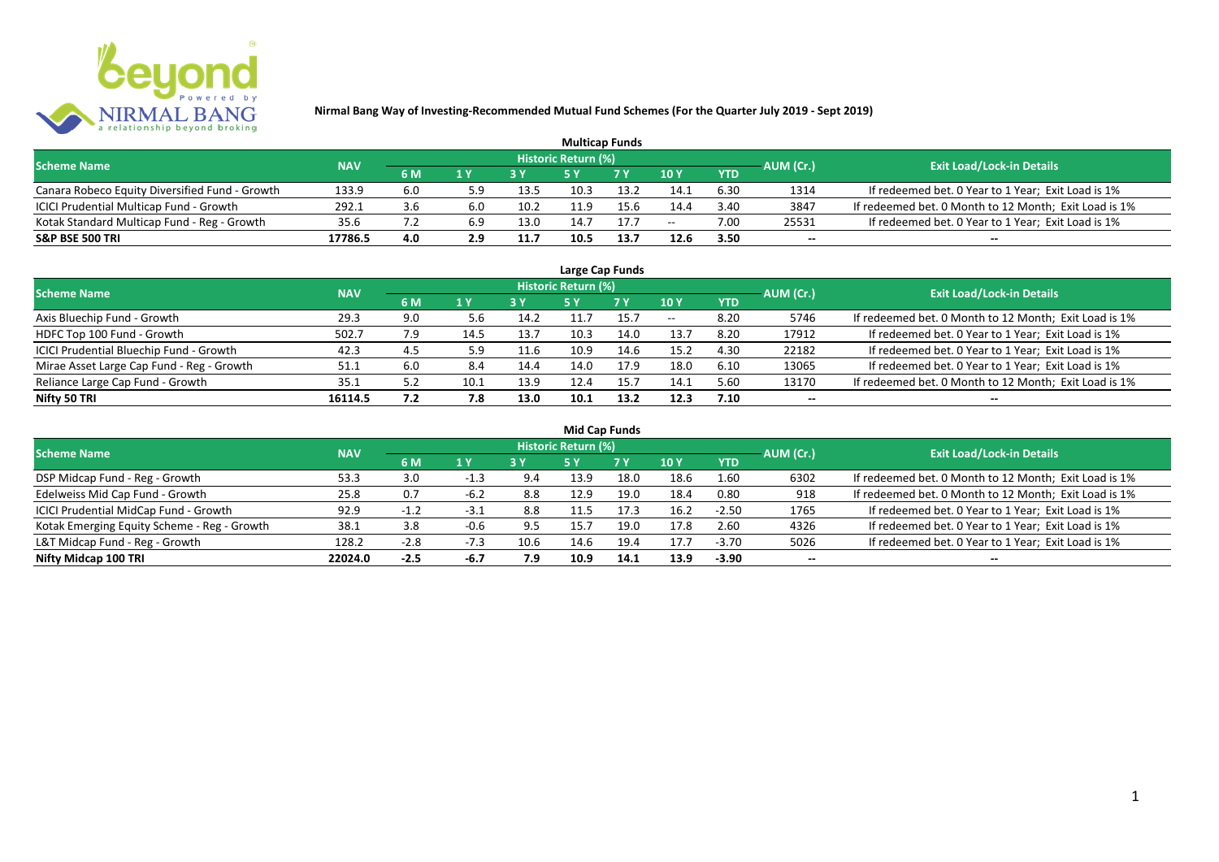# Nirmal Bang Way of Investing-Recommended Mutual Fund Schemes (For the Quarter July 2019 - Sept 2019)

## Multicap Funds

| Scheme Name | NAV | Historic Return (%) | | | | | | | AUM (Cr.) | Exit Load/Lock-in Details |
|---|---|---|---|---|---|---|---|---|---|---|
| | | 6 M | 1 Y | 3 Y | 5 Y | 7 Y | 10 Y | YTD | | |
| Canara Robeco Equity Diversified Fund - Growth | 133.9 | 6.0 | 5.9 | 13.5 | 10.3 | 13.2 | 14.1 | 6.30 | 1314 | If redeemed bet. 0 Year to 1 Year; Exit Load is 1% |
| ICICI Prudential Multicap Fund - Growth | 292.1 | 3.6 | 6.0 | 10.2 | 11.9 | 15.6 | 14.4 | 3.40 | 3847 | If redeemed bet. 0 Month to 12 Month; Exit Load is 1% |
| Kotak Standard Multicap Fund - Reg - Growth | 35.6 | 7.2 | 6.9 | 13.0 | 14.7 | 17.7 | -- | 7.00 | 25531 | If redeemed bet. 0 Year to 1 Year; Exit Load is 1% |
| **S&P BSE 500 TRI** | **17786.5** | **4.0** | **2.9** | **11.7** | **10.5** | **13.7** | **12.6** | **3.50** | -- | -- |

## Large Cap Funds

| Scheme Name | NAV | Historic Return (%) | | | | | | | AUM (Cr.) | Exit Load/Lock-in Details |
|---|---|---|---|---|---|---|---|---|---|---|
| | | 6 M | 1 Y | 3 Y | 5 Y | 7 Y | 10 Y | YTD | | |
| Axis Bluechip Fund - Growth | 29.3 | 9.0 | 5.6 | 14.2 | 11.7 | 15.7 | -- | 8.20 | 5746 | If redeemed bet. 0 Month to 12 Month; Exit Load is 1% |
| HDFC Top 100 Fund - Growth | 502.7 | 7.9 | 14.5 | 13.7 | 10.3 | 14.0 | 13.7 | 8.20 | 17912 | If redeemed bet. 0 Year to 1 Year; Exit Load is 1% |
| ICICI Prudential Bluechip Fund - Growth | 42.3 | 4.5 | 5.9 | 11.6 | 10.9 | 14.6 | 15.2 | 4.30 | 22182 | If redeemed bet. 0 Year to 1 Year; Exit Load is 1% |
| Mirae Asset Large Cap Fund - Reg - Growth | 51.1 | 6.0 | 8.4 | 14.4 | 14.0 | 17.9 | 18.0 | 6.10 | 13065 | If redeemed bet. 0 Year to 1 Year; Exit Load is 1% |
| Reliance Large Cap Fund - Growth | 35.1 | 5.2 | 10.1 | 13.9 | 12.4 | 15.7 | 14.1 | 5.60 | 13170 | If redeemed bet. 0 Month to 12 Month; Exit Load is 1% |
| **Nifty 50 TRI** | **16114.5** | **7.2** | **7.8** | **13.0** | **10.1** | **13.2** | **12.3** | **7.10** | -- | -- |

## Mid Cap Funds

| Scheme Name | NAV | Historic Return (%) | | | | | | | AUM (Cr.) | Exit Load/Lock-in Details |
|---|---|---|---|---|---|---|---|---|---|---|
| | | 6 M | 1 Y | 3 Y | 5 Y | 7 Y | 10 Y | YTD | | |
| DSP Midcap Fund - Reg - Growth | 53.3 | 3.0 | -1.3 | 9.4 | 13.9 | 18.0 | 18.6 | 1.60 | 6302 | If redeemed bet. 0 Month to 12 Month; Exit Load is 1% |
| Edelweiss Mid Cap Fund - Growth | 25.8 | 0.7 | -6.2 | 8.8 | 12.9 | 19.0 | 18.4 | 0.80 | 918 | If redeemed bet. 0 Month to 12 Month; Exit Load is 1% |
| ICICI Prudential MidCap Fund - Growth | 92.9 | -1.2 | -3.1 | 8.8 | 11.5 | 17.3 | 16.2 | -2.50 | 1765 | If redeemed bet. 0 Year to 1 Year; Exit Load is 1% |
| Kotak Emerging Equity Scheme - Reg - Growth | 38.1 | 3.8 | -0.6 | 9.5 | 15.7 | 19.0 | 17.8 | 2.60 | 4326 | If redeemed bet. 0 Year to 1 Year; Exit Load is 1% |
| L&T Midcap Fund - Reg - Growth | 128.2 | -2.8 | -7.3 | 10.6 | 14.6 | 19.4 | 17.7 | -3.70 | 5026 | If redeemed bet. 0 Year to 1 Year; Exit Load is 1% |
| **Nifty Midcap 100 TRI** | **22024.0** | **-2.5** | **-6.7** | **7.9** | **10.9** | **14.1** | **13.9** | **-3.90** | -- | -- |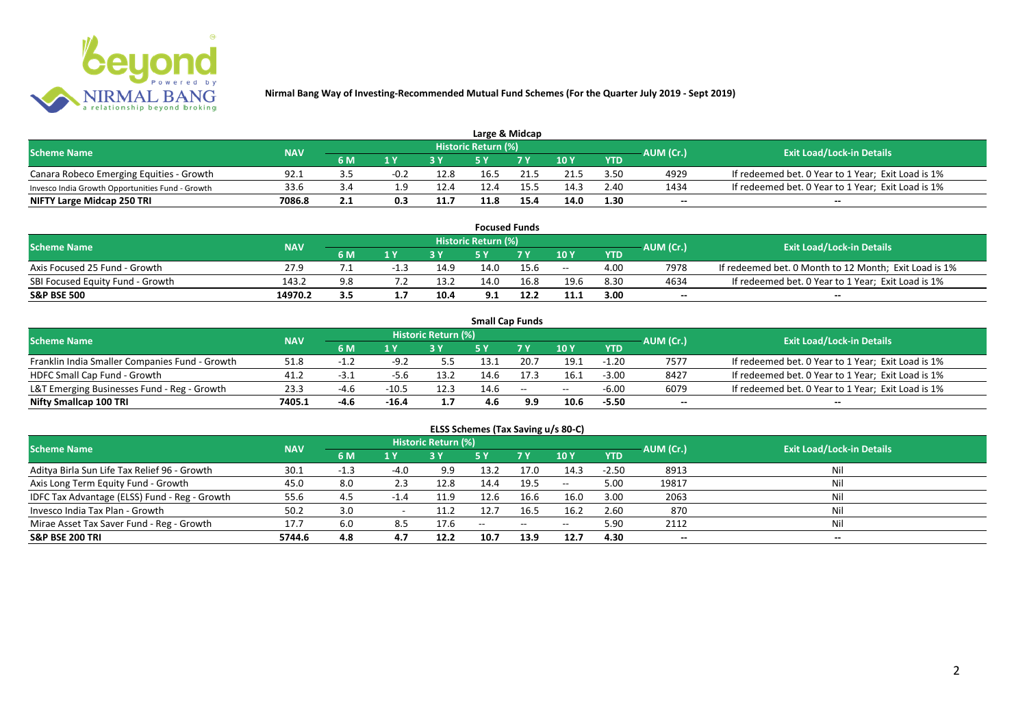# Nirmal Bang Way of Investing-Recommended Mutual Fund Schemes (For the Quarter July 2019 - Sept 2019)

## Large & Midcap

| Scheme Name | NAV | Historic Return (%) | | | | | | | AUM (Cr.) | Exit Load/Lock-in Details |
|---|---|---|---|---|---|---|---|---|---|---|
| | | 6 M | 1 Y | 3 Y | 5 Y | 7 Y | 10 Y | YTD | | |
| Canara Robeco Emerging Equities - Growth | 92.1 | 3.5 | -0.2 | 12.8 | 16.5 | 21.5 | 21.5 | 3.50 | 4929 | If redeemed bet. 0 Year to 1 Year; Exit Load is 1% |
| Invesco India Growth Opportunities Fund - Growth | 33.6 | 3.4 | 1.9 | 12.4 | 12.4 | 15.5 | 14.3 | 2.40 | 1434 | If redeemed bet. 0 Year to 1 Year; Exit Load is 1% |
| **NIFTY Large Midcap 250 TRI** | **7086.8** | **2.1** | **0.3** | **11.7** | **11.8** | **15.4** | **14.0** | **1.30** | **--** | **--** |

## Focused Funds

| Scheme Name | NAV | Historic Return (%) | | | | | | | AUM (Cr.) | Exit Load/Lock-in Details |
|---|---|---|---|---|---|---|---|---|---|---|
| | | 6 M | 1 Y | 3 Y | 5 Y | 7 Y | 10 Y | YTD | | |
| Axis Focused 25 Fund - Growth | 27.9 | 7.1 | -1.3 | 14.9 | 14.0 | 15.6 | -- | 4.00 | 7978 | If redeemed bet. 0 Month to 12 Month; Exit Load is 1% |
| SBI Focused Equity Fund - Growth | 143.2 | 9.8 | 7.2 | 13.2 | 14.0 | 16.8 | 19.6 | 8.30 | 4634 | If redeemed bet. 0 Year to 1 Year; Exit Load is 1% |
| **S&P BSE 500** | **14970.2** | **3.5** | **1.7** | **10.4** | **9.1** | **12.2** | **11.1** | **3.00** | **--** | **--** |

## Small Cap Funds

| Scheme Name | NAV | Historic Return (%) | | | | | | | AUM (Cr.) | Exit Load/Lock-in Details |
|---|---|---|---|---|---|---|---|---|---|---|
| | | 6 M | 1 Y | 3 Y | 5 Y | 7 Y | 10 Y | YTD | | |
| Franklin India Smaller Companies Fund - Growth | 51.8 | -1.2 | -9.2 | 5.5 | 13.1 | 20.7 | 19.1 | -1.20 | 7577 | If redeemed bet. 0 Year to 1 Year; Exit Load is 1% |
| HDFC Small Cap Fund - Growth | 41.2 | -3.1 | -5.6 | 13.2 | 14.6 | 17.3 | 16.1 | -3.00 | 8427 | If redeemed bet. 0 Year to 1 Year; Exit Load is 1% |
| L&T Emerging Businesses Fund - Reg - Growth | 23.3 | -4.6 | -10.5 | 12.3 | 14.6 | -- | -- | -6.00 | 6079 | If redeemed bet. 0 Year to 1 Year; Exit Load is 1% |
| **Nifty Smallcap 100 TRI** | **7405.1** | **-4.6** | **-16.4** | **1.7** | **4.6** | **9.9** | **10.6** | **-5.50** | **--** | **--** |

## ELSS Schemes (Tax Saving u/s 80-C)

| Scheme Name | NAV | Historic Return (%) | | | | | | | AUM (Cr.) | Exit Load/Lock-in Details |
|---|---|---|---|---|---|---|---|---|---|---|
| | | 6 M | 1 Y | 3 Y | 5 Y | 7 Y | 10 Y | YTD | | |
| Aditya Birla Sun Life Tax Relief 96 - Growth | 30.1 | -1.3 | -4.0 | 9.9 | 13.2 | 17.0 | 14.3 | -2.50 | 8913 | Nil |
| Axis Long Term Equity Fund - Growth | 45.0 | 8.0 | 2.3 | 12.8 | 14.4 | 19.5 | -- | 5.00 | 19817 | Nil |
| IDFC Tax Advantage (ELSS) Fund - Reg - Growth | 55.6 | 4.5 | -1.4 | 11.9 | 12.6 | 16.6 | 16.0 | 3.00 | 2063 | Nil |
| Invesco India Tax Plan - Growth | 50.2 | 3.0 | - | 11.2 | 12.7 | 16.5 | 16.2 | 2.60 | 870 | Nil |
| Mirae Asset Tax Saver Fund - Reg - Growth | 17.7 | 6.0 | 8.5 | 17.6 | -- | -- | -- | 5.90 | 2112 | Nil |
| **S&P BSE 200 TRI** | **5744.6** | **4.8** | **4.7** | **12.2** | **10.7** | **13.9** | **12.7** | **4.30** | **--** | **--** |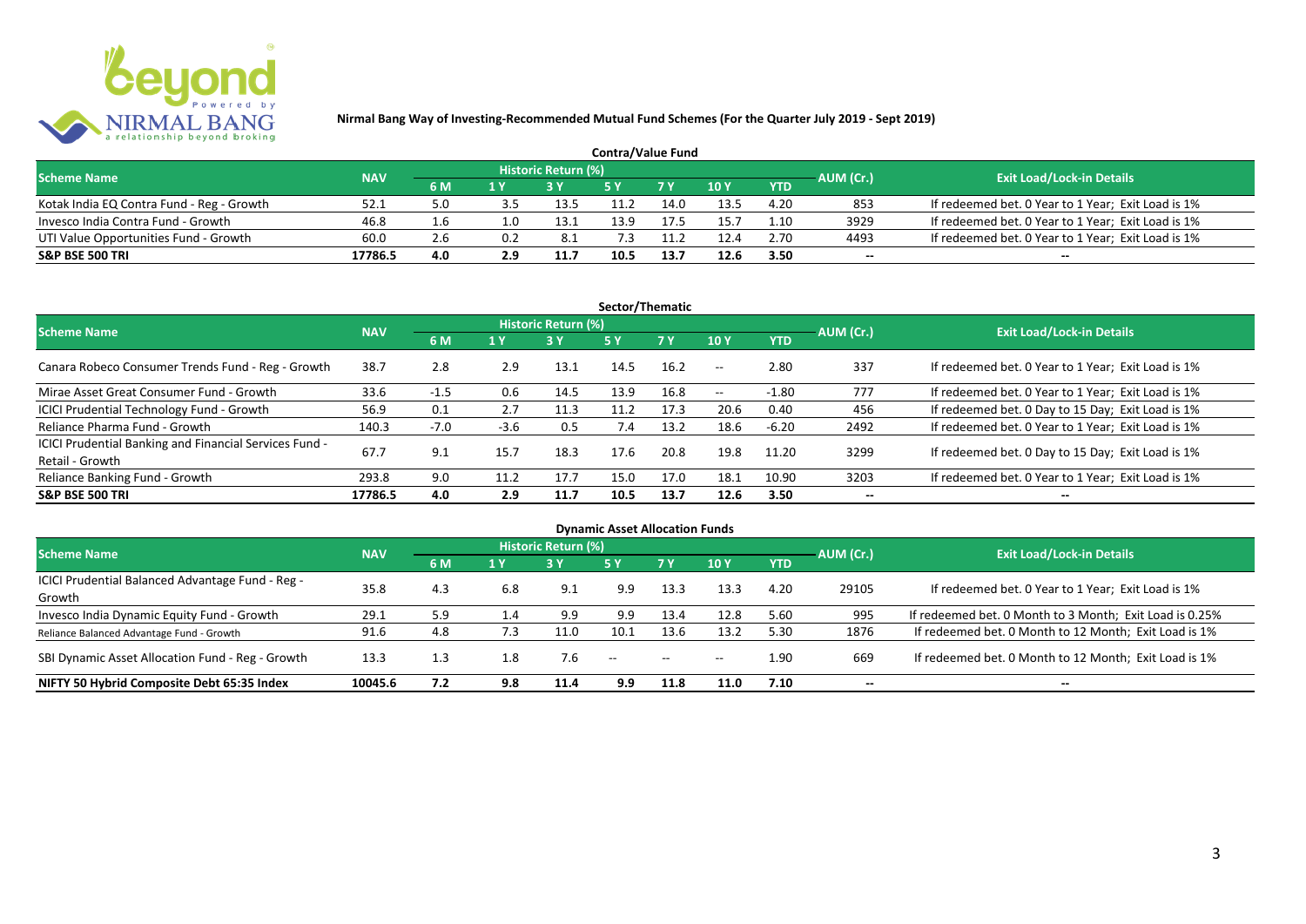**Nirmal Bang Way of Investing-Recommended Mutual Fund Schemes (For the Quarter July 2019 - Sept 2019)**

## Contra/Value Fund

| Scheme Name | NAV | Historic Return (%) | | | | | | | AUM (Cr.) | Exit Load/Lock-in Details |
|---|---|---|---|---|---|---|---|---|---|---|
| | | 6 M | 1 Y | 3 Y | 5 Y | 7 Y | 10 Y | YTD | | |
| Kotak India EQ Contra Fund - Reg - Growth | 52.1 | 5.0 | 3.5 | 13.5 | 11.2 | 14.0 | 13.5 | 4.20 | 853 | If redeemed bet. 0 Year to 1 Year; Exit Load is 1% |
| Invesco India Contra Fund - Growth | 46.8 | 1.6 | 1.0 | 13.1 | 13.9 | 17.5 | 15.7 | 1.10 | 3929 | If redeemed bet. 0 Year to 1 Year; Exit Load is 1% |
| UTI Value Opportunities Fund - Growth | 60.0 | 2.6 | 0.2 | 8.1 | 7.3 | 11.2 | 12.4 | 2.70 | 4493 | If redeemed bet. 0 Year to 1 Year; Exit Load is 1% |
| **S&P BSE 500 TRI** | **17786.5** | **4.0** | **2.9** | **11.7** | **10.5** | **13.7** | **12.6** | **3.50** | -- | -- |

## Sector/Thematic

| Scheme Name | NAV | Historic Return (%) | | | | | | | AUM (Cr.) | Exit Load/Lock-in Details |
|---|---|---|---|---|---|---|---|---|---|---|
| | | 6 M | 1 Y | 3 Y | 5 Y | 7 Y | 10 Y | YTD | | |
| Canara Robeco Consumer Trends Fund - Reg - Growth | 38.7 | 2.8 | 2.9 | 13.1 | 14.5 | 16.2 | -- | 2.80 | 337 | If redeemed bet. 0 Year to 1 Year; Exit Load is 1% |
| Mirae Asset Great Consumer Fund - Growth | 33.6 | -1.5 | 0.6 | 14.5 | 13.9 | 16.8 | -- | -1.80 | 777 | If redeemed bet. 0 Year to 1 Year; Exit Load is 1% |
| ICICI Prudential Technology Fund - Growth | 56.9 | 0.1 | 2.7 | 11.3 | 11.2 | 17.3 | 20.6 | 0.40 | 456 | If redeemed bet. 0 Day to 15 Day; Exit Load is 1% |
| Reliance Pharma Fund - Growth | 140.3 | -7.0 | -3.6 | 0.5 | 7.4 | 13.2 | 18.6 | -6.20 | 2492 | If redeemed bet. 0 Year to 1 Year; Exit Load is 1% |
| ICICI Prudential Banking and Financial Services Fund - Retail - Growth | 67.7 | 9.1 | 15.7 | 18.3 | 17.6 | 20.8 | 19.8 | 11.20 | 3299 | If redeemed bet. 0 Day to 15 Day; Exit Load is 1% |
| Reliance Banking Fund - Growth | 293.8 | 9.0 | 11.2 | 17.7 | 15.0 | 17.0 | 18.1 | 10.90 | 3203 | If redeemed bet. 0 Year to 1 Year; Exit Load is 1% |
| **S&P BSE 500 TRI** | **17786.5** | **4.0** | **2.9** | **11.7** | **10.5** | **13.7** | **12.6** | **3.50** | -- | -- |

## Dynamic Asset Allocation Funds

| Scheme Name | NAV | Historic Return (%) | | | | | | | AUM (Cr.) | Exit Load/Lock-in Details |
|---|---|---|---|---|---|---|---|---|---|---|
| | | 6 M | 1 Y | 3 Y | 5 Y | 7 Y | 10 Y | YTD | | |
| ICICI Prudential Balanced Advantage Fund - Reg - Growth | 35.8 | 4.3 | 6.8 | 9.1 | 9.9 | 13.3 | 13.3 | 4.20 | 29105 | If redeemed bet. 0 Year to 1 Year; Exit Load is 1% |
| Invesco India Dynamic Equity Fund - Growth | 29.1 | 5.9 | 1.4 | 9.9 | 9.9 | 13.4 | 12.8 | 5.60 | 995 | If redeemed bet. 0 Month to 3 Month; Exit Load is 0.25% |
| Reliance Balanced Advantage Fund - Growth | 91.6 | 4.8 | 7.3 | 11.0 | 10.1 | 13.6 | 13.2 | 5.30 | 1876 | If redeemed bet. 0 Month to 12 Month; Exit Load is 1% |
| SBI Dynamic Asset Allocation Fund - Reg - Growth | 13.3 | 1.3 | 1.8 | 7.6 | -- | -- | -- | 1.90 | 669 | If redeemed bet. 0 Month to 12 Month; Exit Load is 1% |
| **NIFTY 50 Hybrid Composite Debt 65:35 Index** | **10045.6** | **7.2** | **9.8** | **11.4** | **9.9** | **11.8** | **11.0** | **7.10** | -- | -- |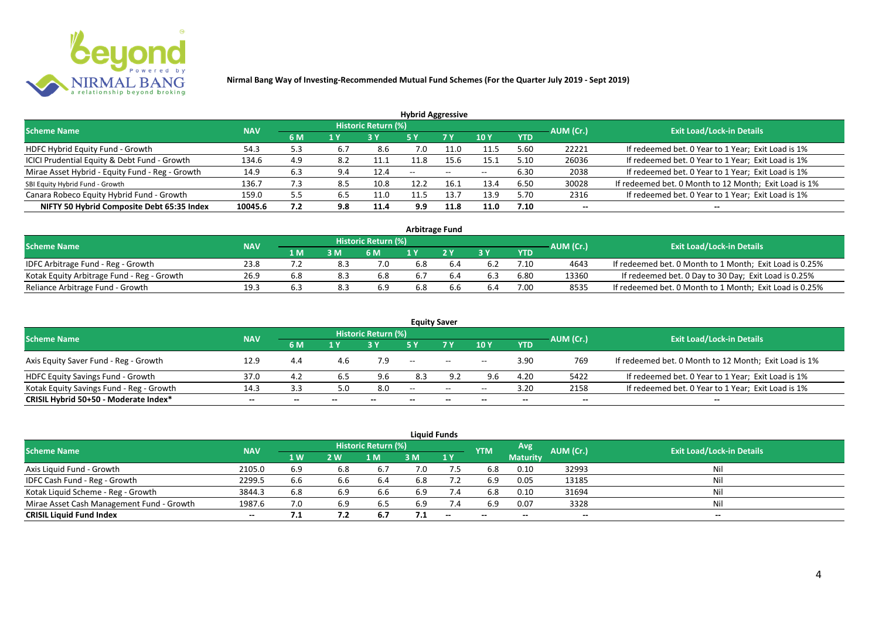# Nirmal Bang Way of Investing-Recommended Mutual Fund Schemes (For the Quarter July 2019 - Sept 2019)

### Hybrid Aggressive

| Scheme Name | NAV | Historic Return (%) | | | | | | | AUM (Cr.) | Exit Load/Lock-in Details |
|---|---|---|---|---|---|---|---|---|---|---|
| | | 6 M | 1 Y | 3 Y | 5 Y | 7 Y | 10 Y | YTD | | |
| HDFC Hybrid Equity Fund - Growth | 54.3 | 5.3 | 6.7 | 8.6 | 7.0 | 11.0 | 11.5 | 5.60 | 22221 | If redeemed bet. 0 Year to 1 Year; Exit Load is 1% |
| ICICI Prudential Equity & Debt Fund - Growth | 134.6 | 4.9 | 8.2 | 11.1 | 11.8 | 15.6 | 15.1 | 5.10 | 26036 | If redeemed bet. 0 Year to 1 Year; Exit Load is 1% |
| Mirae Asset Hybrid - Equity Fund - Reg - Growth | 14.9 | 6.3 | 9.4 | 12.4 | -- | -- | -- | 6.30 | 2038 | If redeemed bet. 0 Year to 1 Year; Exit Load is 1% |
| SBI Equity Hybrid Fund - Growth | 136.7 | 7.3 | 8.5 | 10.8 | 12.2 | 16.1 | 13.4 | 6.50 | 30028 | If redeemed bet. 0 Month to 12 Month; Exit Load is 1% |
| Canara Robeco Equity Hybrid Fund - Growth | 159.0 | 5.5 | 6.5 | 11.0 | 11.5 | 13.7 | 13.9 | 5.70 | 2316 | If redeemed bet. 0 Year to 1 Year; Exit Load is 1% |
| **NIFTY 50 Hybrid Composite Debt 65:35 Index** | **10045.6** | **7.2** | **9.8** | **11.4** | **9.9** | **11.8** | **11.0** | **7.10** | **--** | **--** |

### Arbitrage Fund

| Scheme Name | NAV | Historic Return (%) | | | | | | | AUM (Cr.) | Exit Load/Lock-in Details |
|---|---|---|---|---|---|---|---|---|---|---|
| | | 1 M | 3 M | 6 M | 1 Y | 2 Y | 3 Y | YTD | | |
| IDFC Arbitrage Fund - Reg - Growth | 23.8 | 7.2 | 8.3 | 7.0 | 6.8 | 6.4 | 6.2 | 7.10 | 4643 | If redeemed bet. 0 Month to 1 Month; Exit Load is 0.25% |
| Kotak Equity Arbitrage Fund - Reg - Growth | 26.9 | 6.8 | 8.3 | 6.8 | 6.7 | 6.4 | 6.3 | 6.80 | 13360 | If redeemed bet. 0 Day to 30 Day; Exit Load is 0.25% |
| Reliance Arbitrage Fund - Growth | 19.3 | 6.3 | 8.3 | 6.9 | 6.8 | 6.6 | 6.4 | 7.00 | 8535 | If redeemed bet. 0 Month to 1 Month; Exit Load is 0.25% |

### Equity Saver

| Scheme Name | NAV | Historic Return (%) | | | | | | | AUM (Cr.) | Exit Load/Lock-in Details |
|---|---|---|---|---|---|---|---|---|---|---|
| | | 6 M | 1 Y | 3 Y | 5 Y | 7 Y | 10 Y | YTD | | |
| Axis Equity Saver Fund - Reg - Growth | 12.9 | 4.4 | 4.6 | 7.9 | -- | -- | -- | 3.90 | 769 | If redeemed bet. 0 Month to 12 Month; Exit Load is 1% |
| HDFC Equity Savings Fund - Growth | 37.0 | 4.2 | 6.5 | 9.6 | 8.3 | 9.2 | 9.6 | 4.20 | 5422 | If redeemed bet. 0 Year to 1 Year; Exit Load is 1% |
| Kotak Equity Savings Fund - Reg - Growth | 14.3 | 3.3 | 5.0 | 8.0 | -- | -- | -- | 3.20 | 2158 | If redeemed bet. 0 Year to 1 Year; Exit Load is 1% |
| **CRISIL Hybrid 50+50 - Moderate Index*** | **--** | **--** | **--** | **--** | **--** | **--** | **--** | **--** | **--** | **--** |

### Liquid Funds

| Scheme Name | NAV | Historic Return (%) | | | | | YTM | Avg Maturity | AUM (Cr.) | Exit Load/Lock-in Details |
|---|---|---|---|---|---|---|---|---|---|---|
| | | 1 W | 2 W | 1 M | 3 M | 1 Y | | | | |
| Axis Liquid Fund - Growth | 2105.0 | 6.9 | 6.8 | 6.7 | 7.0 | 7.5 | 6.8 | 0.10 | 32993 | Nil |
| IDFC Cash Fund - Reg - Growth | 2299.5 | 6.6 | 6.6 | 6.4 | 6.8 | 7.2 | 6.9 | 0.05 | 13185 | Nil |
| Kotak Liquid Scheme - Reg - Growth | 3844.3 | 6.8 | 6.9 | 6.6 | 6.9 | 7.4 | 6.8 | 0.10 | 31694 | Nil |
| Mirae Asset Cash Management Fund - Growth | 1987.6 | 7.0 | 6.9 | 6.5 | 6.9 | 7.4 | 6.9 | 0.07 | 3328 | Nil |
| **CRISIL Liquid Fund Index** | **--** | **7.1** | **7.2** | **6.7** | **7.1** | **--** | **--** | **--** | **--** | **--** |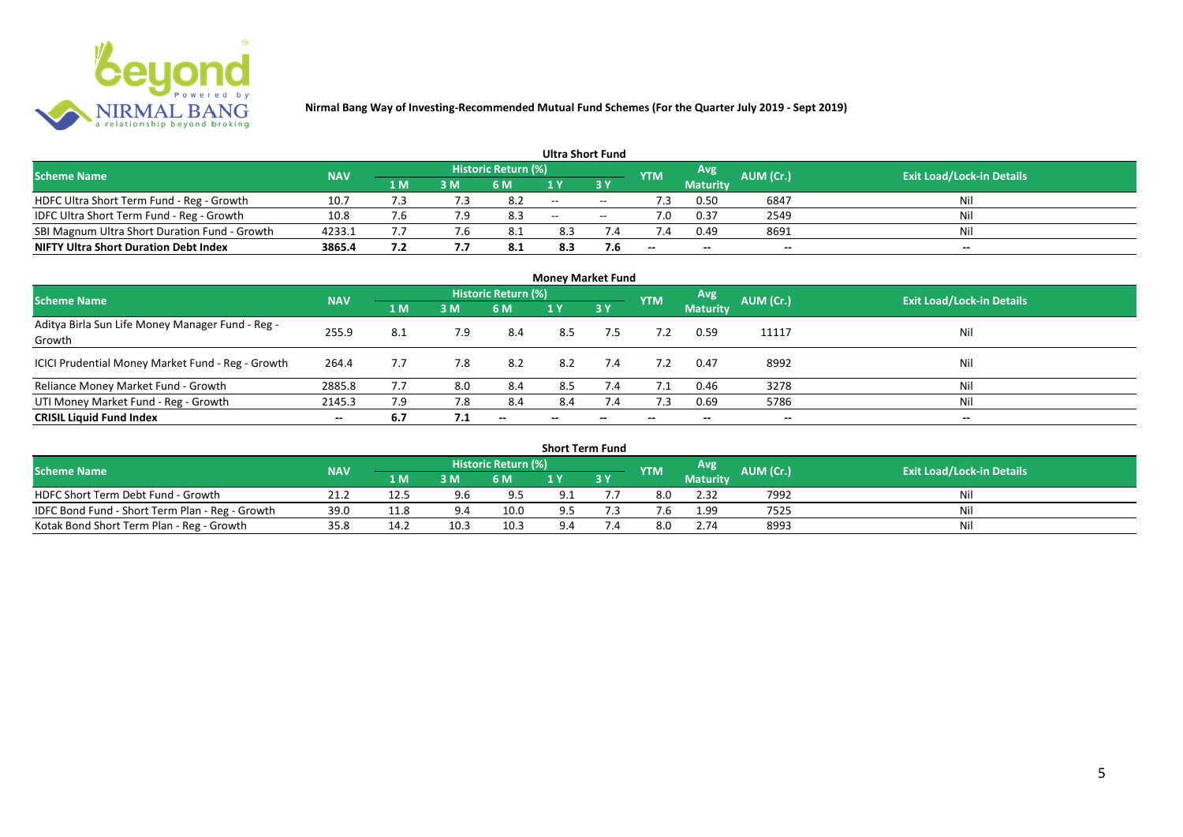**Nirmal Bang Way of Investing-Recommended Mutual Fund Schemes (For the Quarter July 2019 - Sept 2019)**

## Ultra Short Fund

| Scheme Name | NAV | Historic Return (%) | | | | | YTM | Avg Maturity | AUM (Cr.) | Exit Load/Lock-in Details |
|---|---|---|---|---|---|---|---|---|---|---|
| | | 1 M | 3 M | 6 M | 1 Y | 3 Y | | | | |
| HDFC Ultra Short Term Fund - Reg - Growth | 10.7 | 7.3 | 7.3 | 8.2 | -- | -- | 7.3 | 0.50 | 6847 | Nil |
| IDFC Ultra Short Term Fund - Reg - Growth | 10.8 | 7.6 | 7.9 | 8.3 | -- | -- | 7.0 | 0.37 | 2549 | Nil |
| SBI Magnum Ultra Short Duration Fund - Growth | 4233.1 | 7.7 | 7.6 | 8.1 | 8.3 | 7.4 | 7.4 | 0.49 | 8691 | Nil |
| **NIFTY Ultra Short Duration Debt Index** | **3865.4** | **7.2** | **7.7** | **8.1** | **8.3** | **7.6** | -- | -- | -- | -- |

## Money Market Fund

| Scheme Name | NAV | Historic Return (%) | | | | | YTM | Avg Maturity | AUM (Cr.) | Exit Load/Lock-in Details |
|---|---|---|---|---|---|---|---|---|---|---|
| | | 1 M | 3 M | 6 M | 1 Y | 3 Y | | | | |
| Aditya Birla Sun Life Money Manager Fund - Reg - Growth | 255.9 | 8.1 | 7.9 | 8.4 | 8.5 | 7.5 | 7.2 | 0.59 | 11117 | Nil |
| ICICI Prudential Money Market Fund - Reg - Growth | 264.4 | 7.7 | 7.8 | 8.2 | 8.2 | 7.4 | 7.2 | 0.47 | 8992 | Nil |
| Reliance Money Market Fund - Growth | 2885.8 | 7.7 | 8.0 | 8.4 | 8.5 | 7.4 | 7.1 | 0.46 | 3278 | Nil |
| UTI Money Market Fund - Reg - Growth | 2145.3 | 7.9 | 7.8 | 8.4 | 8.4 | 7.4 | 7.3 | 0.69 | 5786 | Nil |
| **CRISIL Liquid Fund Index** | -- | **6.7** | **7.1** | -- | -- | -- | -- | -- | -- | -- |

## Short Term Fund

| Scheme Name | NAV | Historic Return (%) | | | | | YTM | Avg Maturity | AUM (Cr.) | Exit Load/Lock-in Details |
|---|---|---|---|---|---|---|---|---|---|---|
| | | 1 M | 3 M | 6 M | 1 Y | 3 Y | | | | |
| HDFC Short Term Debt Fund - Growth | 21.2 | 12.5 | 9.6 | 9.5 | 9.1 | 7.7 | 8.0 | 2.32 | 7992 | Nil |
| IDFC Bond Fund - Short Term Plan - Reg - Growth | 39.0 | 11.8 | 9.4 | 10.0 | 9.5 | 7.3 | 7.6 | 1.99 | 7525 | Nil |
| Kotak Bond Short Term Plan - Reg - Growth | 35.8 | 14.2 | 10.3 | 10.3 | 9.4 | 7.4 | 8.0 | 2.74 | 8993 | Nil |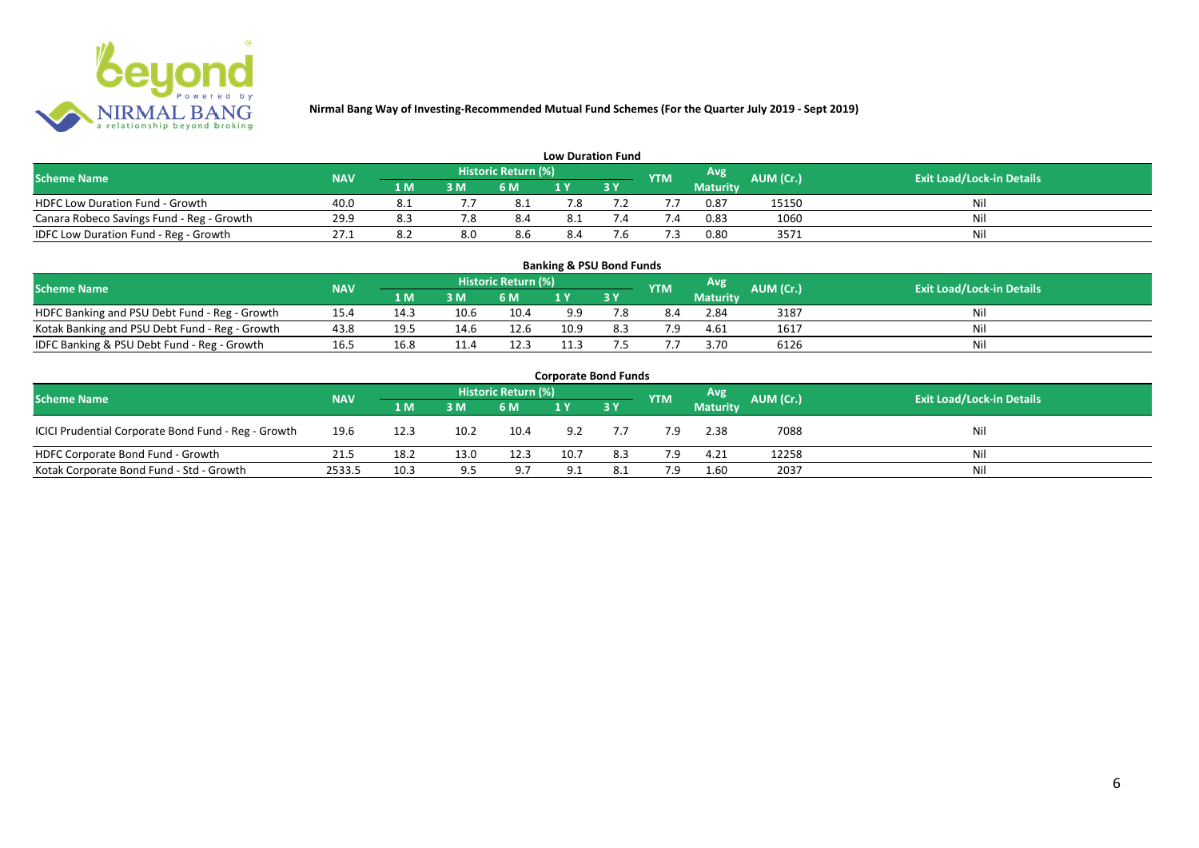**Nirmal Bang Way of Investing-Recommended Mutual Fund Schemes (For the Quarter July 2019 - Sept 2019)**

## Low Duration Fund

| Scheme Name | NAV | Historic Return (%) | | | | | YTM | Avg Maturity | AUM (Cr.) | Exit Load/Lock-in Details |
|---|---|---|---|---|---|---|---|---|---|---|
| | | 1 M | 3 M | 6 M | 1 Y | 3 Y | | | | |
| HDFC Low Duration Fund - Growth | 40.0 | 8.1 | 7.7 | 8.1 | 7.8 | 7.2 | 7.7 | 0.87 | 15150 | Nil |
| Canara Robeco Savings Fund - Reg - Growth | 29.9 | 8.3 | 7.8 | 8.4 | 8.1 | 7.4 | 7.4 | 0.83 | 1060 | Nil |
| IDFC Low Duration Fund - Reg - Growth | 27.1 | 8.2 | 8.0 | 8.6 | 8.4 | 7.6 | 7.3 | 0.80 | 3571 | Nil |

## Banking & PSU Bond Funds

| Scheme Name | NAV | Historic Return (%) | | | | | YTM | Avg Maturity | AUM (Cr.) | Exit Load/Lock-in Details |
|---|---|---|---|---|---|---|---|---|---|---|
| | | 1 M | 3 M | 6 M | 1 Y | 3 Y | | | | |
| HDFC Banking and PSU Debt Fund - Reg - Growth | 15.4 | 14.3 | 10.6 | 10.4 | 9.9 | 7.8 | 8.4 | 2.84 | 3187 | Nil |
| Kotak Banking and PSU Debt Fund - Reg - Growth | 43.8 | 19.5 | 14.6 | 12.6 | 10.9 | 8.3 | 7.9 | 4.61 | 1617 | Nil |
| IDFC Banking & PSU Debt Fund - Reg - Growth | 16.5 | 16.8 | 11.4 | 12.3 | 11.3 | 7.5 | 7.7 | 3.70 | 6126 | Nil |

## Corporate Bond Funds

| Scheme Name | NAV | Historic Return (%) | | | | | YTM | Avg Maturity | AUM (Cr.) | Exit Load/Lock-in Details |
|---|---|---|---|---|---|---|---|---|---|---|
| | | 1 M | 3 M | 6 M | 1 Y | 3 Y | | | | |
| ICICI Prudential Corporate Bond Fund - Reg - Growth | 19.6 | 12.3 | 10.2 | 10.4 | 9.2 | 7.7 | 7.9 | 2.38 | 7088 | Nil |
| HDFC Corporate Bond Fund - Growth | 21.5 | 18.2 | 13.0 | 12.3 | 10.7 | 8.3 | 7.9 | 4.21 | 12258 | Nil |
| Kotak Corporate Bond Fund - Std - Growth | 2533.5 | 10.3 | 9.5 | 9.7 | 9.1 | 8.1 | 7.9 | 1.60 | 2037 | Nil |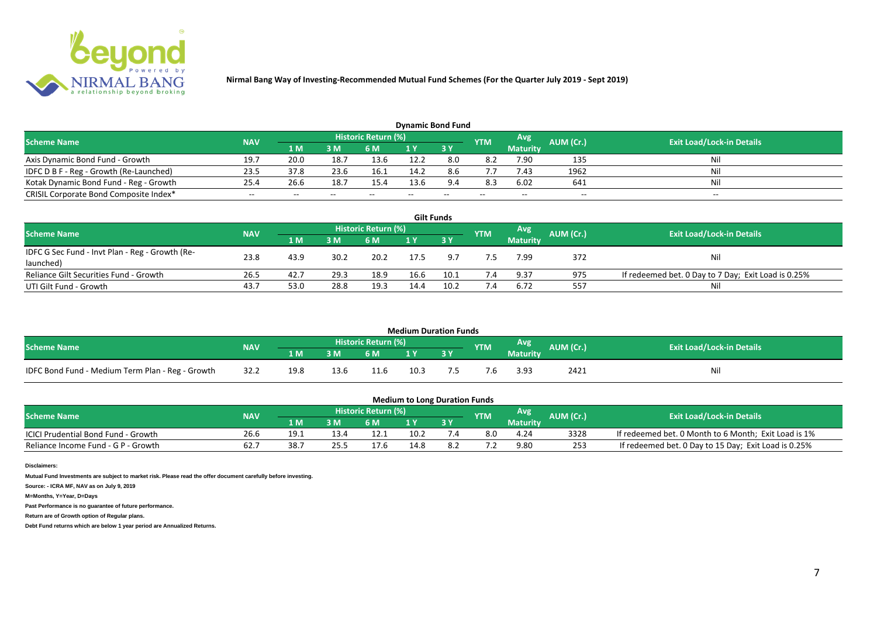**Nirmal Bang Way of Investing-Recommended Mutual Fund Schemes (For the Quarter July 2019 - Sept 2019)**

### Dynamic Bond Fund

| Scheme Name | NAV | Historic Return (%) | | | | | YTM | Avg Maturity | AUM (Cr.) | Exit Load/Lock-in Details |
|---|---|---|---|---|---|---|---|---|---|---|
| | | 1 M | 3 M | 6 M | 1 Y | 3 Y | | | | |
| Axis Dynamic Bond Fund - Growth | 19.7 | 20.0 | 18.7 | 13.6 | 12.2 | 8.0 | 8.2 | 7.90 | 135 | Nil |
| IDFC D B F - Reg - Growth (Re-Launched) | 23.5 | 37.8 | 23.6 | 16.1 | 14.2 | 8.6 | 7.7 | 7.43 | 1962 | Nil |
| Kotak Dynamic Bond Fund - Reg - Growth | 25.4 | 26.6 | 18.7 | 15.4 | 13.6 | 9.4 | 8.3 | 6.02 | 641 | Nil |
| CRISIL Corporate Bond Composite Index* | -- | -- | -- | -- | -- | -- | -- | -- | -- | -- |

### Gilt Funds

| Scheme Name | NAV | Historic Return (%) | | | | | YTM | Avg Maturity | AUM (Cr.) | Exit Load/Lock-in Details |
|---|---|---|---|---|---|---|---|---|---|---|
| | | 1 M | 3 M | 6 M | 1 Y | 3 Y | | | | |
| IDFC G Sec Fund - Invt Plan - Reg - Growth (Re-launched) | 23.8 | 43.9 | 30.2 | 20.2 | 17.5 | 9.7 | 7.5 | 7.99 | 372 | Nil |
| Reliance Gilt Securities Fund - Growth | 26.5 | 42.7 | 29.3 | 18.9 | 16.6 | 10.1 | 7.4 | 9.37 | 975 | If redeemed bet. 0 Day to 7 Day; Exit Load is 0.25% |
| UTI Gilt Fund - Growth | 43.7 | 53.0 | 28.8 | 19.3 | 14.4 | 10.2 | 7.4 | 6.72 | 557 | Nil |

### Medium Duration Funds

| Scheme Name | NAV | Historic Return (%) | | | | | YTM | Avg Maturity | AUM (Cr.) | Exit Load/Lock-in Details |
|---|---|---|---|---|---|---|---|---|---|---|
| | | 1 M | 3 M | 6 M | 1 Y | 3 Y | | | | |
| IDFC Bond Fund - Medium Term Plan - Reg - Growth | 32.2 | 19.8 | 13.6 | 11.6 | 10.3 | 7.5 | 7.6 | 3.93 | 2421 | Nil |

### Medium to Long Duration Funds

| Scheme Name | NAV | Historic Return (%) | | | | | YTM | Avg Maturity | AUM (Cr.) | Exit Load/Lock-in Details |
|---|---|---|---|---|---|---|---|---|---|---|
| | | 1 M | 3 M | 6 M | 1 Y | 3 Y | | | | |
| ICICI Prudential Bond Fund - Growth | 26.6 | 19.1 | 13.4 | 12.1 | 10.2 | 7.4 | 8.0 | 4.24 | 3328 | If redeemed bet. 0 Month to 6 Month; Exit Load is 1% |
| Reliance Income Fund - G P - Growth | 62.7 | 38.7 | 25.5 | 17.6 | 14.8 | 8.2 | 7.2 | 9.80 | 253 | If redeemed bet. 0 Day to 15 Day; Exit Load is 0.25% |

**Disclaimers:**

**Mutual Fund Investments are subject to market risk. Please read the offer document carefully before investing.**

**Source: - ICRA MF, NAV as on July 9, 2019**

**M=Months, Y=Year, D=Days**

**Past Performance is no guarantee of future performance.**

**Return are of Growth option of Regular plans.**

**Debt Fund returns which are below 1 year period are Annualized Returns.**